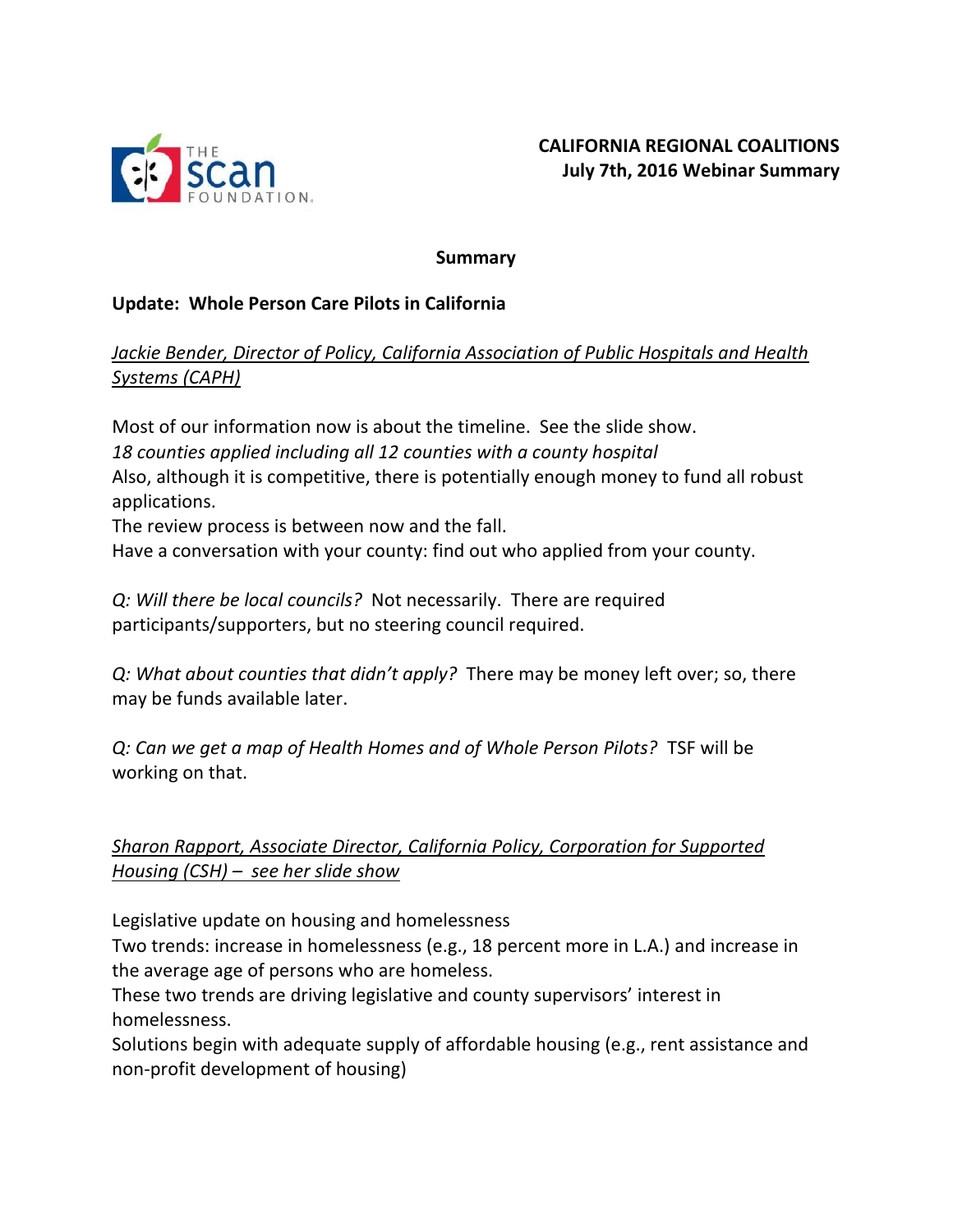**CALIFORNIA REGIONAL COALITIONS**
**July 7th, 2016 Webinar Summary**

## Summary

### Update: Whole Person Care Pilots in California

*Jackie Bender, Director of Policy, California Association of Public Hospitals and Health Systems (CAPH)*

Most of our information now is about the timeline. See the slide show.
*18 counties applied including all 12 counties with a county hospital*
Also, although it is competitive, there is potentially enough money to fund all robust applications.
The review process is between now and the fall.
Have a conversation with your county: find out who applied from your county.

*Q: Will there be local councils?* Not necessarily. There are required participants/supporters, but no steering council required.

*Q: What about counties that didn't apply?* There may be money left over; so, there may be funds available later.

*Q: Can we get a map of Health Homes and of Whole Person Pilots?* TSF will be working on that.

*Sharon Rapport, Associate Director, California Policy, Corporation for Supported Housing (CSH) – see her slide show*

Legislative update on housing and homelessness
Two trends: increase in homelessness (e.g., 18 percent more in L.A.) and increase in the average age of persons who are homeless.
These two trends are driving legislative and county supervisors' interest in homelessness.
Solutions begin with adequate supply of affordable housing (e.g., rent assistance and non-profit development of housing)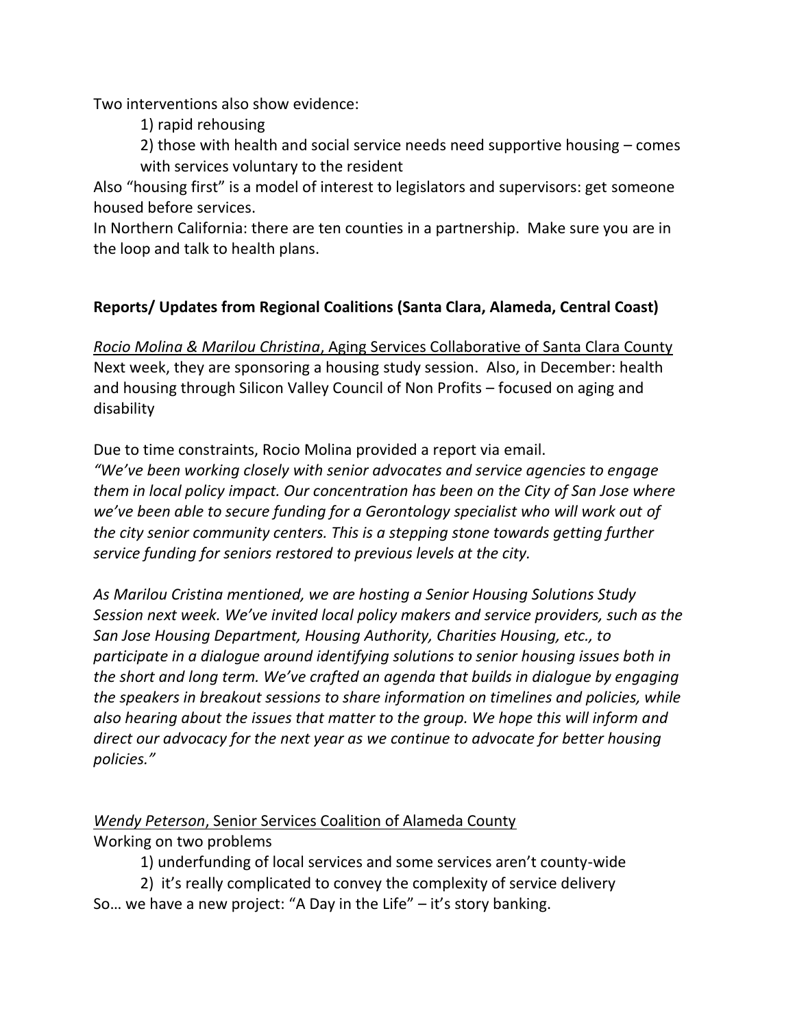Two interventions also show evidence:

1) rapid rehousing

2) those with health and social service needs need supportive housing – comes with services voluntary to the resident

Also "housing first" is a model of interest to legislators and supervisors: get someone housed before services.

In Northern California: there are ten counties in a partnership. Make sure you are in the loop and talk to health plans.

**Reports/ Updates from Regional Coalitions (Santa Clara, Alameda, Central Coast)**

*Rocio Molina & Marilou Christina*, Aging Services Collaborative of Santa Clara County

Next week, they are sponsoring a housing study session. Also, in December: health and housing through Silicon Valley Council of Non Profits – focused on aging and disability

Due to time constraints, Rocio Molina provided a report via email.

*"We've been working closely with senior advocates and service agencies to engage them in local policy impact. Our concentration has been on the City of San Jose where we've been able to secure funding for a Gerontology specialist who will work out of the city senior community centers. This is a stepping stone towards getting further service funding for seniors restored to previous levels at the city.*

*As Marilou Cristina mentioned, we are hosting a Senior Housing Solutions Study Session next week. We've invited local policy makers and service providers, such as the San Jose Housing Department, Housing Authority, Charities Housing, etc., to participate in a dialogue around identifying solutions to senior housing issues both in the short and long term. We've crafted an agenda that builds in dialogue by engaging the speakers in breakout sessions to share information on timelines and policies, while also hearing about the issues that matter to the group. We hope this will inform and direct our advocacy for the next year as we continue to advocate for better housing policies."*

*Wendy Peterson*, Senior Services Coalition of Alameda County

Working on two problems

1) underfunding of local services and some services aren't county-wide

2) it's really complicated to convey the complexity of service delivery

So… we have a new project: "A Day in the Life" – it's story banking.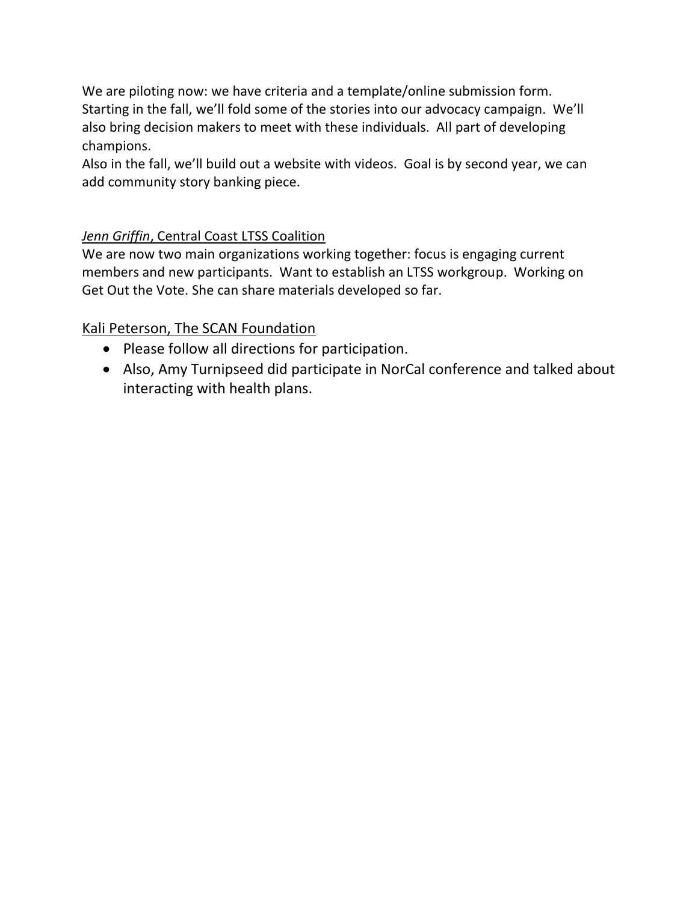We are piloting now: we have criteria and a template/online submission form. Starting in the fall, we'll fold some of the stories into our advocacy campaign. We'll also bring decision makers to meet with these individuals. All part of developing champions.
Also in the fall, we'll build out a website with videos. Goal is by second year, we can add community story banking piece.

*Jenn Griffin*, Central Coast LTSS Coalition
We are now two main organizations working together: focus is engaging current members and new participants. Want to establish an LTSS workgroup. Working on Get Out the Vote. She can share materials developed so far.

Kali Peterson, The SCAN Foundation

- Please follow all directions for participation.
- Also, Amy Turnipseed did participate in NorCal conference and talked about interacting with health plans.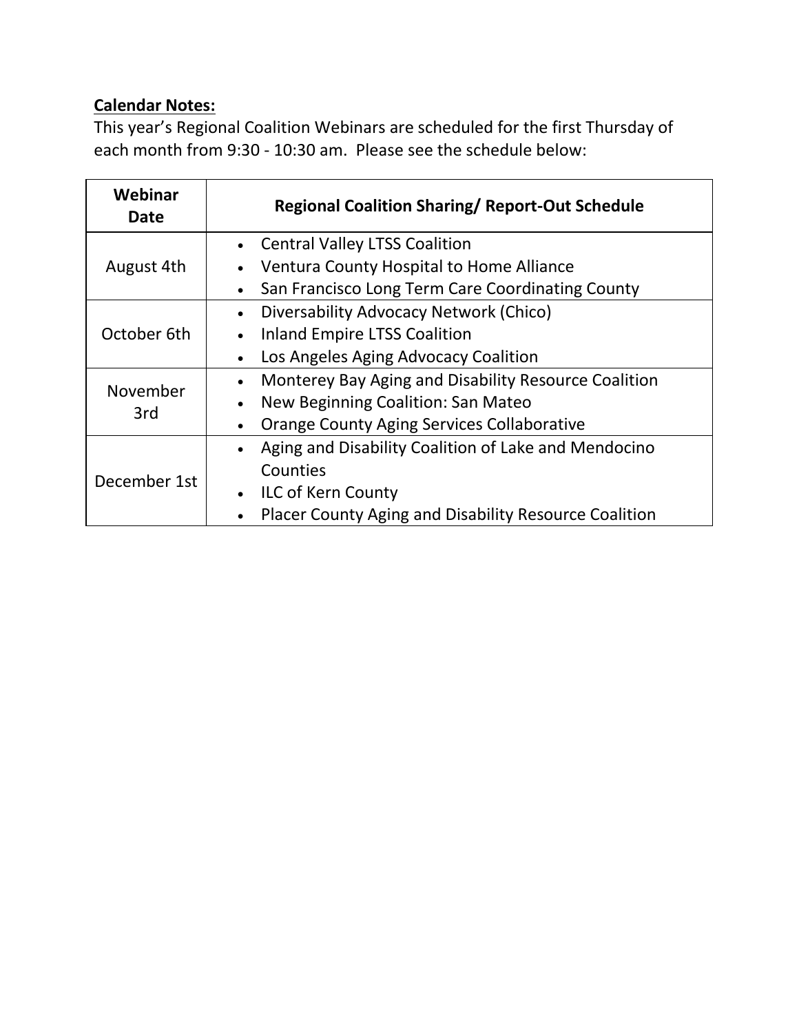**Calendar Notes:**

This year's Regional Coalition Webinars are scheduled for the first Thursday of each month from 9:30 - 10:30 am. Please see the schedule below:

| Webinar Date | Regional Coalition Sharing/ Report-Out Schedule |
|---|---|
| August 4th | • Central Valley LTSS Coalition<br>• Ventura County Hospital to Home Alliance<br>• San Francisco Long Term Care Coordinating County |
| October 6th | • Diversability Advocacy Network (Chico)<br>• Inland Empire LTSS Coalition<br>• Los Angeles Aging Advocacy Coalition |
| November 3rd | • Monterey Bay Aging and Disability Resource Coalition<br>• New Beginning Coalition: San Mateo<br>• Orange County Aging Services Collaborative |
| December 1st | • Aging and Disability Coalition of Lake and Mendocino Counties<br>• ILC of Kern County<br>• Placer County Aging and Disability Resource Coalition |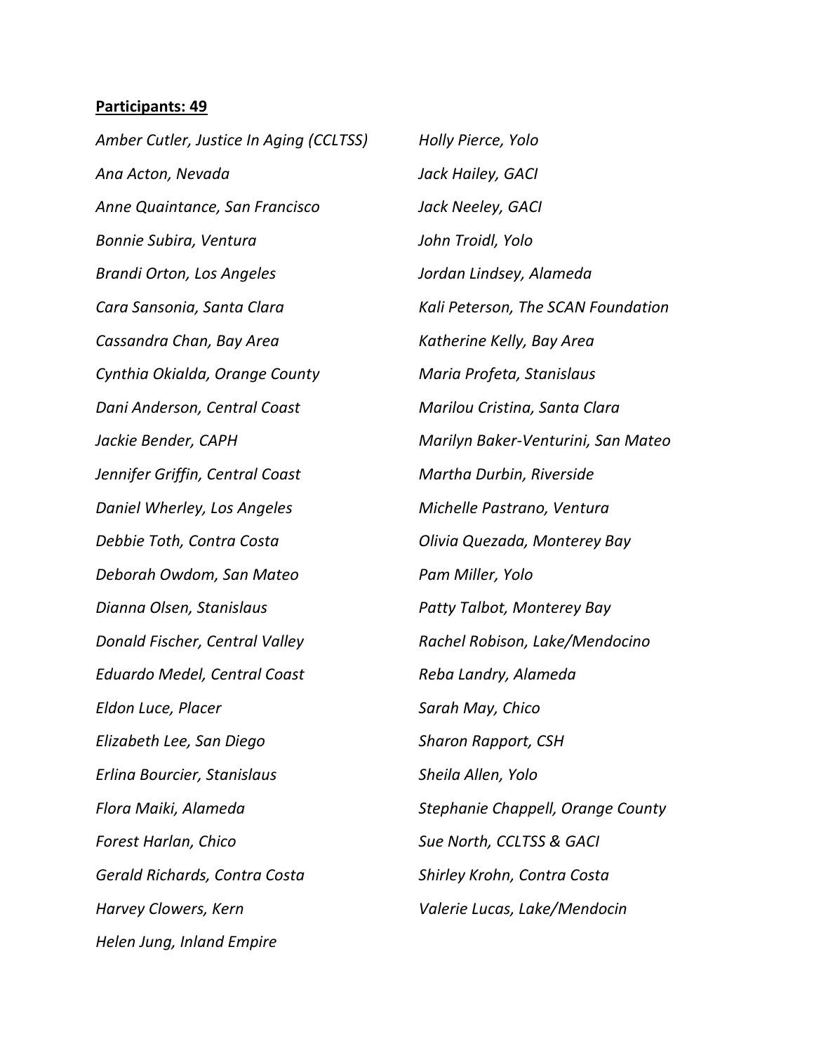**Participants: 49**

*Amber Cutler, Justice In Aging (CCLTSS)*
*Ana Acton, Nevada*
*Anne Quaintance, San Francisco*
*Bonnie Subira, Ventura*
*Brandi Orton, Los Angeles*
*Cara Sansonia, Santa Clara*
*Cassandra Chan, Bay Area*
*Cynthia Okialda, Orange County*
*Dani Anderson, Central Coast*
*Jackie Bender, CAPH*
*Jennifer Griffin, Central Coast*
*Daniel Wherley, Los Angeles*
*Debbie Toth, Contra Costa*
*Deborah Owdom, San Mateo*
*Dianna Olsen, Stanislaus*
*Donald Fischer, Central Valley*
*Eduardo Medel, Central Coast*
*Eldon Luce, Placer*
*Elizabeth Lee, San Diego*
*Erlina Bourcier, Stanislaus*
*Flora Maiki, Alameda*
*Forest Harlan, Chico*
*Gerald Richards, Contra Costa*
*Harvey Clowers, Kern*
*Helen Jung, Inland Empire*
*Holly Pierce, Yolo*
*Jack Hailey, GACI*
*Jack Neeley, GACI*
*John Troidl, Yolo*
*Jordan Lindsey, Alameda*
*Kali Peterson, The SCAN Foundation*
*Katherine Kelly, Bay Area*
*Maria Profeta, Stanislaus*
*Marilou Cristina, Santa Clara*
*Marilyn Baker-Venturini, San Mateo*
*Martha Durbin, Riverside*
*Michelle Pastrano, Ventura*
*Olivia Quezada, Monterey Bay*
*Pam Miller, Yolo*
*Patty Talbot, Monterey Bay*
*Rachel Robison, Lake/Mendocino*
*Reba Landry, Alameda*
*Sarah May, Chico*
*Sharon Rapport, CSH*
*Sheila Allen, Yolo*
*Stephanie Chappell, Orange County*
*Sue North, CCLTSS & GACI*
*Shirley Krohn, Contra Costa*
*Valerie Lucas, Lake/Mendocin*